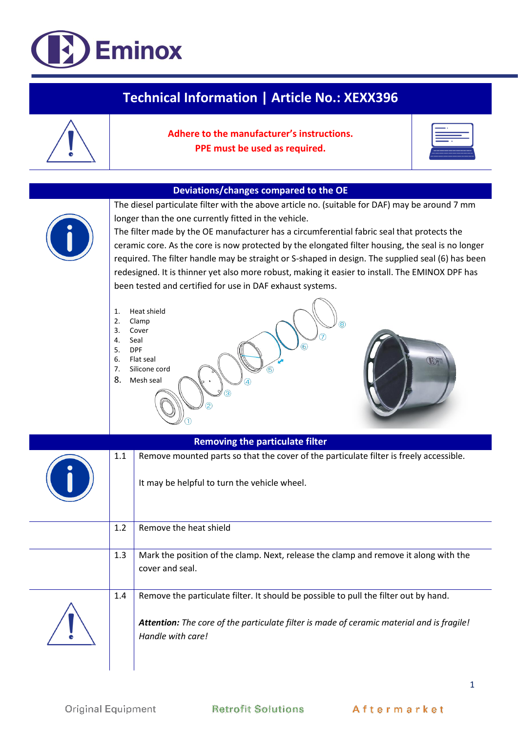Eminox

# Technical Information | Article No.: XEXX396

**Adhere to the manufacturer's instructions.**
**PPE must be used as required.**

## Deviations/changes compared to the OE

The diesel particulate filter with the above article no. (suitable for DAF) may be around 7 mm longer than the one currently fitted in the vehicle.
The filter made by the OE manufacturer has a circumferential fabric seal that protects the ceramic core. As the core is now protected by the elongated filter housing, the seal is no longer required. The filter handle may be straight or S-shaped in design. The supplied seal (6) has been redesigned. It is thinner yet also more robust, making it easier to install. The EMINOX DPF has been tested and certified for use in DAF exhaust systems.

1. Heat shield
2. Clamp
3. Cover
4. Seal
5. DPF
6. Flat seal
7. Silicone cord
8. Mesh seal

## Removing the particulate filter

| | |
|---|---|
| 1.1 | Remove mounted parts so that the cover of the particulate filter is freely accessible.<br><br>It may be helpful to turn the vehicle wheel. |
| 1.2 | Remove the heat shield |
| 1.3 | Mark the position of the clamp. Next, release the clamp and remove it along with the cover and seal. |
| 1.4 | Remove the particulate filter. It should be possible to pull the filter out by hand.<br><br>***Attention:*** *The core of the particulate filter is made of ceramic material and is fragile! Handle with care!* |

Original Equipment Retrofit Solutions Aftermarket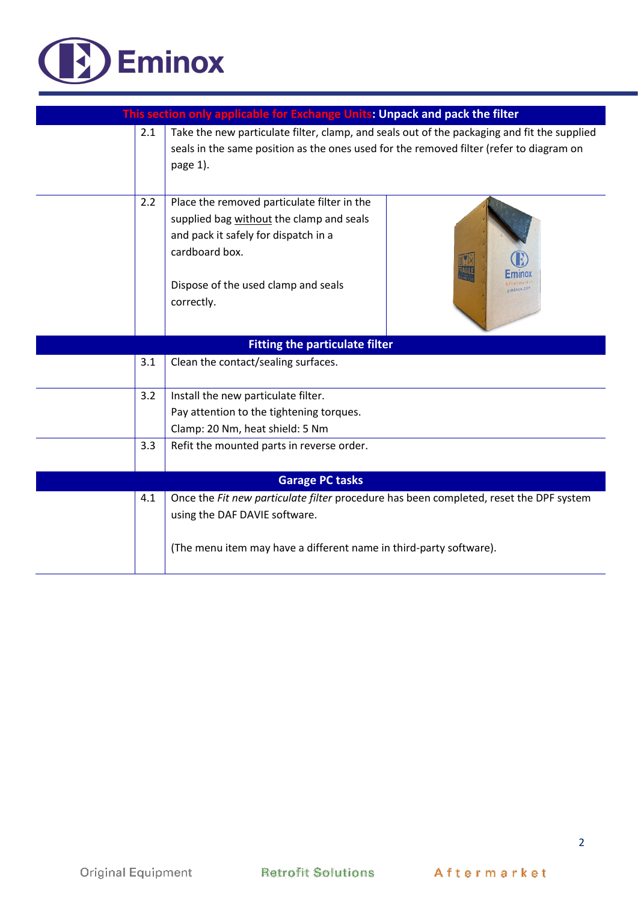| | | |
|---|---|---|
| **This section only applicable for Exchange Units: Unpack and pack the filter** | | |
| | 2.1 | Take the new particulate filter, clamp, and seals out of the packaging and fit the supplied seals in the same position as the ones used for the removed filter (refer to diagram on page 1). |
| | 2.2 | Place the removed particulate filter in the supplied bag without the clamp and seals and pack it safely for dispatch in a cardboard box.<br><br>Dispose of the used clamp and seals correctly. |
| **Fitting the particulate filter** | | |
| | 3.1 | Clean the contact/sealing surfaces. |
| | 3.2 | Install the new particulate filter.<br>Pay attention to the tightening torques.<br>Clamp: 20 Nm, heat shield: 5 Nm |
| | 3.3 | Refit the mounted parts in reverse order. |
| **Garage PC tasks** | | |
| | 4.1 | Once the *Fit new particulate filter* procedure has been completed, reset the DPF system using the DAF DAVIE software.<br><br>(The menu item may have a different name in third-party software). |